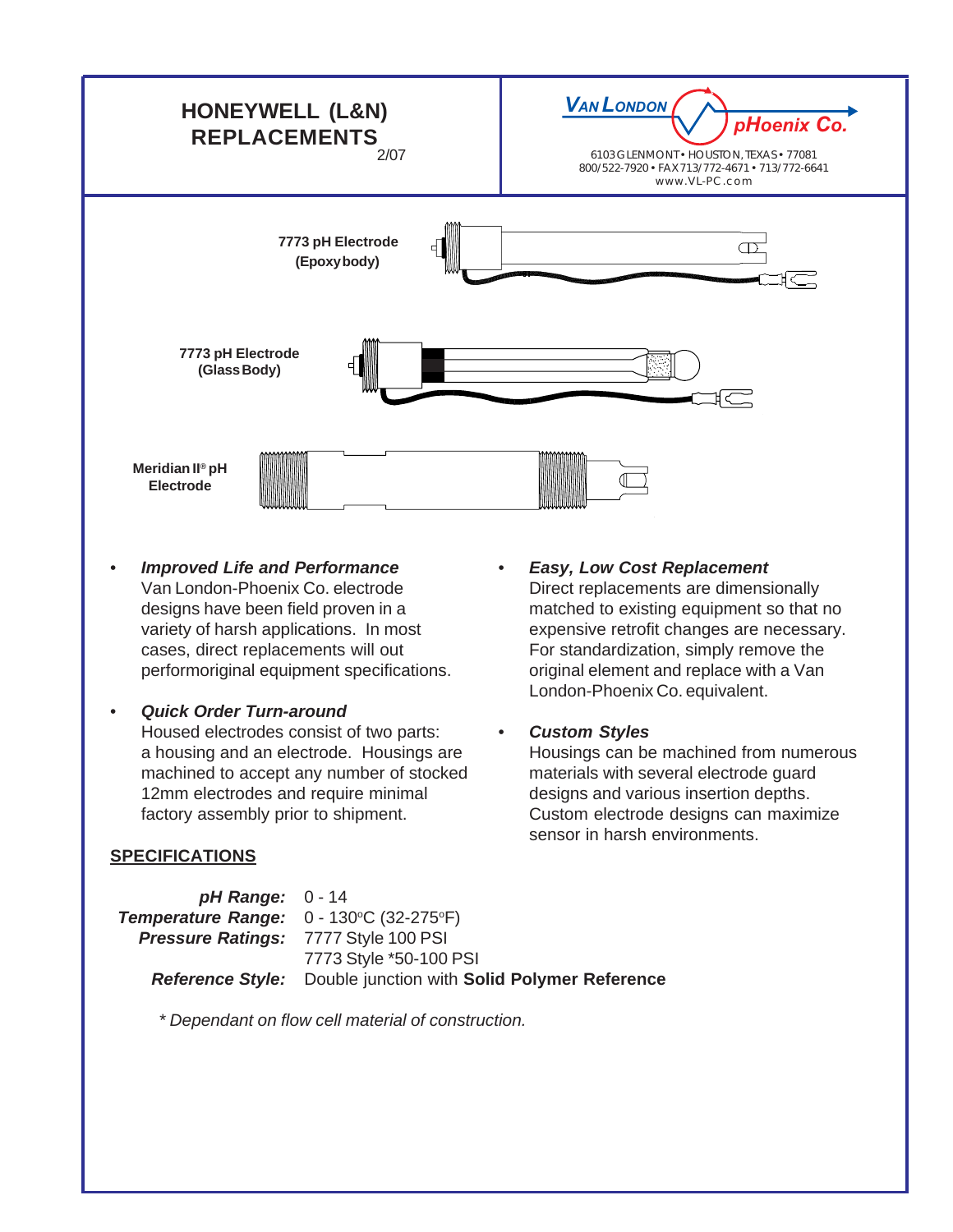# HONEYWELL (L&N) REPLACEMENTS

2/07

**VAN LONDON pHoenix Co.**

6103 GLENMONT • HOUSTON, TEXAS • 77081
800/522-7920 • FAX 713/772-4671 • 713/772-6641
www.VL-PC.com

**7773 pH Electrode (Epoxy body)**

**7773 pH Electrode (Glass Body)**

**Meridian II® pH Electrode**

- ***Improved Life and Performance***
  Van London-Phoenix Co. electrode designs have been field proven in a variety of harsh applications. In most cases, direct replacements will out performoriginal equipment specifications.

- ***Quick Order Turn-around***
  Housed electrodes consist of two parts: a housing and an electrode. Housings are machined to accept any number of stocked 12mm electrodes and require minimal factory assembly prior to shipment.

- ***Easy, Low Cost Replacement***
  Direct replacements are dimensionally matched to existing equipment so that no expensive retrofit changes are necessary. For standardization, simply remove the original element and replace with a Van London-Phoenix Co. equivalent.

- ***Custom Styles***
  Housings can be machined from numerous materials with several electrode guard designs and various insertion depths. Custom electrode designs can maximize sensor in harsh environments.

## SPECIFICATIONS

***pH Range:*** 0 - 14
***Temperature Range:*** 0 - 130°C (32-275°F)
***Pressure Ratings:*** 7777 Style 100 PSI
7773 Style *50-100 PSI
***Reference Style:*** Double junction with **Solid Polymer Reference**

*\* Dependant on flow cell material of construction.*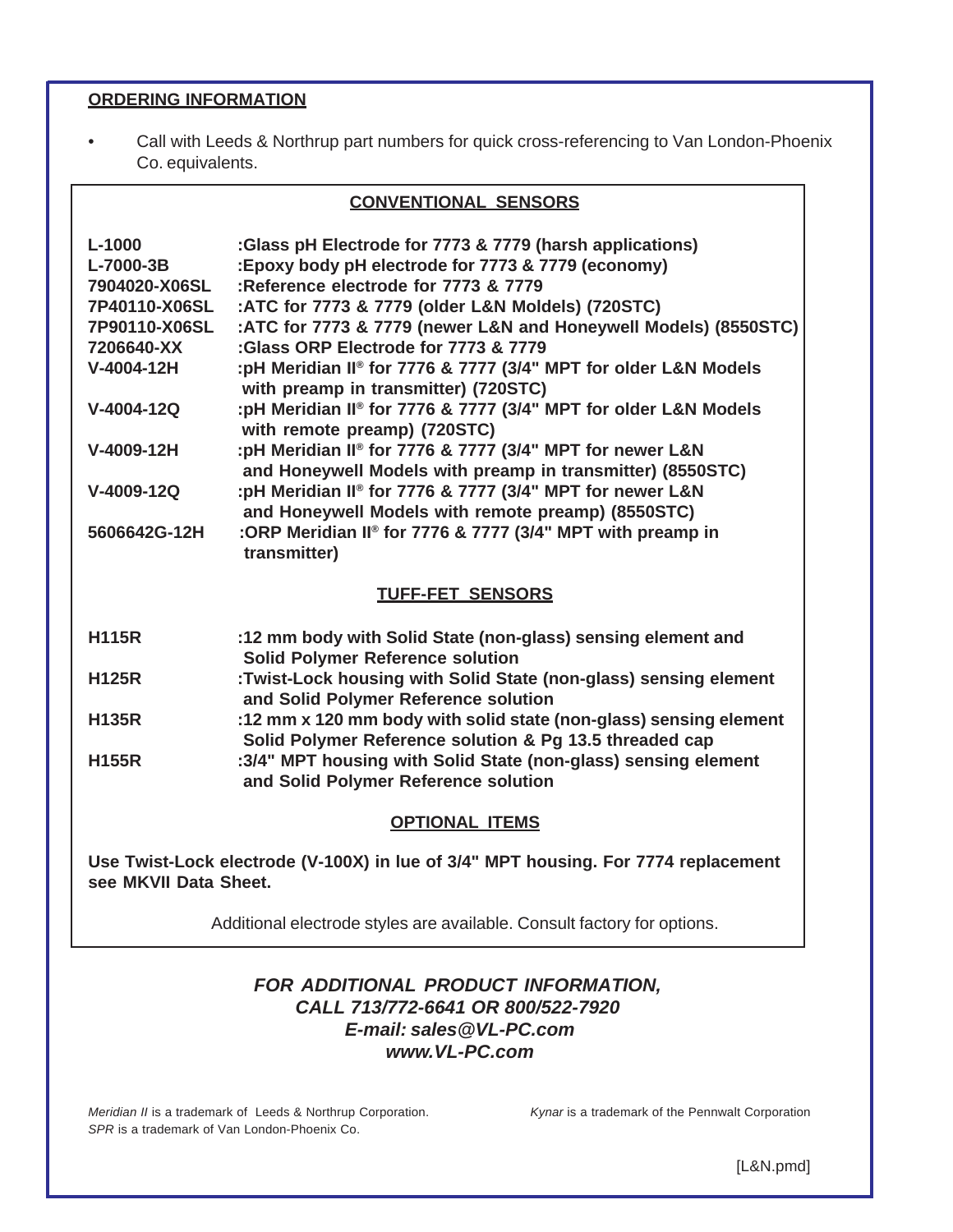## ORDERING INFORMATION

- Call with Leeds & Northrup part numbers for quick cross-referencing to Van London-Phoenix Co. equivalents.

### CONVENTIONAL SENSORS

| | |
|---|---|
| **L-1000** | **:Glass pH Electrode for 7773 & 7779 (harsh applications)** |
| **L-7000-3B** | **:Epoxy body pH electrode for 7773 & 7779 (economy)** |
| **7904020-X06SL** | **:Reference electrode for 7773 & 7779** |
| **7P40110-X06SL** | **:ATC for 7773 & 7779 (older L&N Moldels) (720STC)** |
| **7P90110-X06SL** | **:ATC for 7773 & 7779 (newer L&N and Honeywell Models) (8550STC)** |
| **7206640-XX** | **:Glass ORP Electrode for 7773 & 7779** |
| **V-4004-12H** | **:pH Meridian II® for 7776 & 7777 (3/4" MPT for older L&N Models with preamp in transmitter) (720STC)** |
| **V-4004-12Q** | **:pH Meridian II® for 7776 & 7777 (3/4" MPT for older L&N Models with remote preamp) (720STC)** |
| **V-4009-12H** | **:pH Meridian II® for 7776 & 7777 (3/4" MPT for newer L&N and Honeywell Models with preamp in transmitter) (8550STC)** |
| **V-4009-12Q** | **:pH Meridian II® for 7776 & 7777 (3/4" MPT for newer L&N and Honeywell Models with remote preamp) (8550STC)** |
| **5606642G-12H** | **:ORP Meridian II® for 7776 & 7777 (3/4" MPT with preamp in transmitter)** |

### TUFF-FET SENSORS

| | |
|---|---|
| **H115R** | **:12 mm body with Solid State (non-glass) sensing element and Solid Polymer Reference solution** |
| **H125R** | **:Twist-Lock housing with Solid State (non-glass) sensing element and Solid Polymer Reference solution** |
| **H135R** | **:12 mm x 120 mm body with solid state (non-glass) sensing element Solid Polymer Reference solution & Pg 13.5 threaded cap** |
| **H155R** | **:3/4" MPT housing with Solid State (non-glass) sensing element and Solid Polymer Reference solution** |

### OPTIONAL ITEMS

**Use Twist-Lock electrode (V-100X) in lue of 3/4" MPT housing. For 7774 replacement see MKVII Data Sheet.**

Additional electrode styles are available. Consult factory for options.

***FOR ADDITIONAL PRODUCT INFORMATION,***
***CALL 713/772-6641 OR 800/522-7920***
***E-mail: sales@VL-PC.com***
***www.VL-PC.com***

*Meridian II* is a trademark of Leeds & Northrup Corporation.
*SPR* is a trademark of Van London-Phoenix Co.
*Kynar* is a trademark of the Pennwalt Corporation

[L&N.pmd]